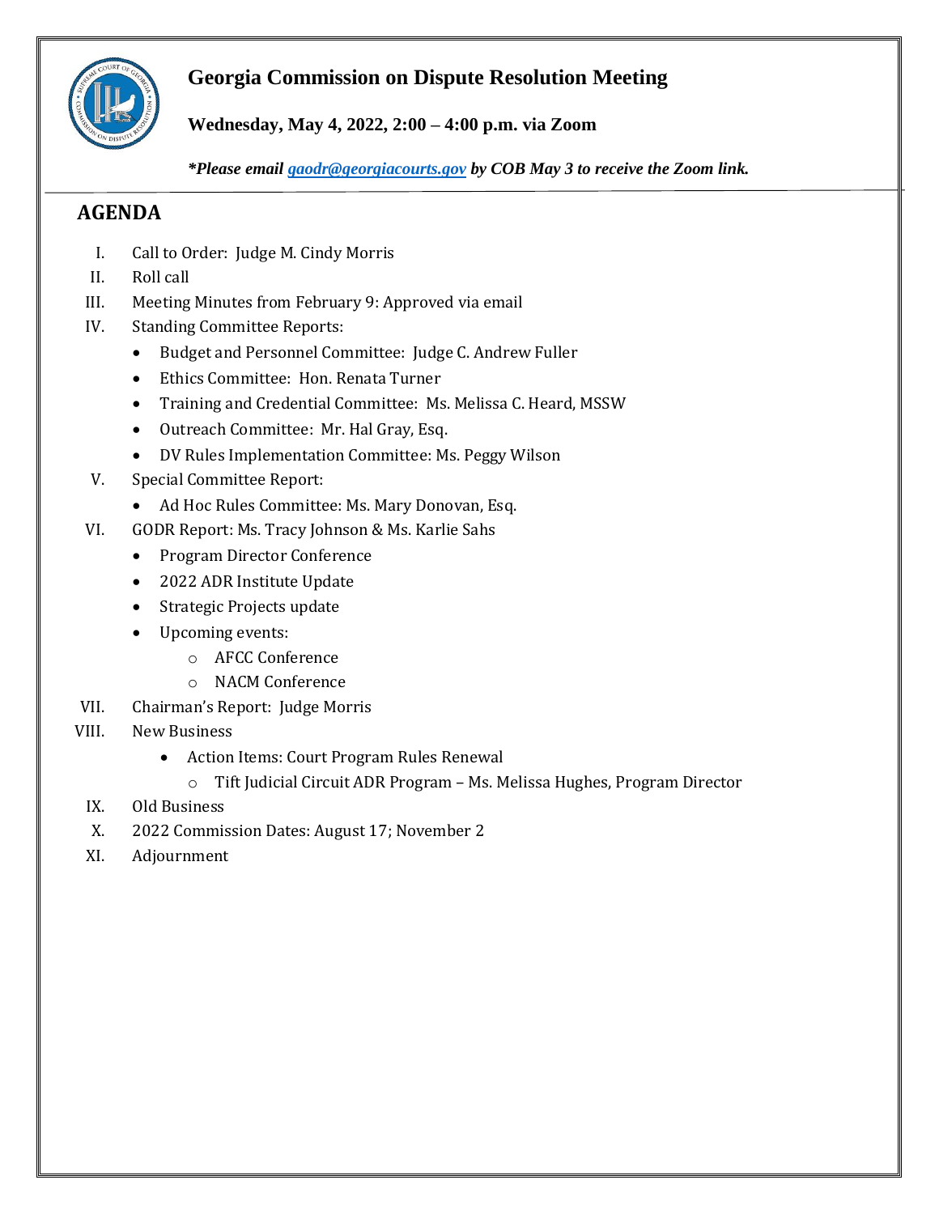# Georgia Commission on Dispute Resolution Meeting

**Wednesday, May 4, 2022, 2:00 – 4:00 p.m. via Zoom**

***Please email [gaodr@georgiacourts.gov](mailto:gaodr@georgiacourts.gov) by COB May 3 to receive the Zoom link.***

## AGENDA

I. Call to Order: Judge M. Cindy Morris

II. Roll call

III. Meeting Minutes from February 9: Approved via email

IV. Standing Committee Reports:
   - Budget and Personnel Committee: Judge C. Andrew Fuller
   - Ethics Committee: Hon. Renata Turner
   - Training and Credential Committee: Ms. Melissa C. Heard, MSSW
   - Outreach Committee: Mr. Hal Gray, Esq.
   - DV Rules Implementation Committee: Ms. Peggy Wilson

V. Special Committee Report:
   - Ad Hoc Rules Committee: Ms. Mary Donovan, Esq.

VI. GODR Report: Ms. Tracy Johnson & Ms. Karlie Sahs
   - Program Director Conference
   - 2022 ADR Institute Update
   - Strategic Projects update
   - Upcoming events:
     - AFCC Conference
     - NACM Conference

VII. Chairman's Report: Judge Morris

VIII. New Business
   - Action Items: Court Program Rules Renewal
     - Tift Judicial Circuit ADR Program – Ms. Melissa Hughes, Program Director

IX. Old Business

X. 2022 Commission Dates: August 17; November 2

XI. Adjournment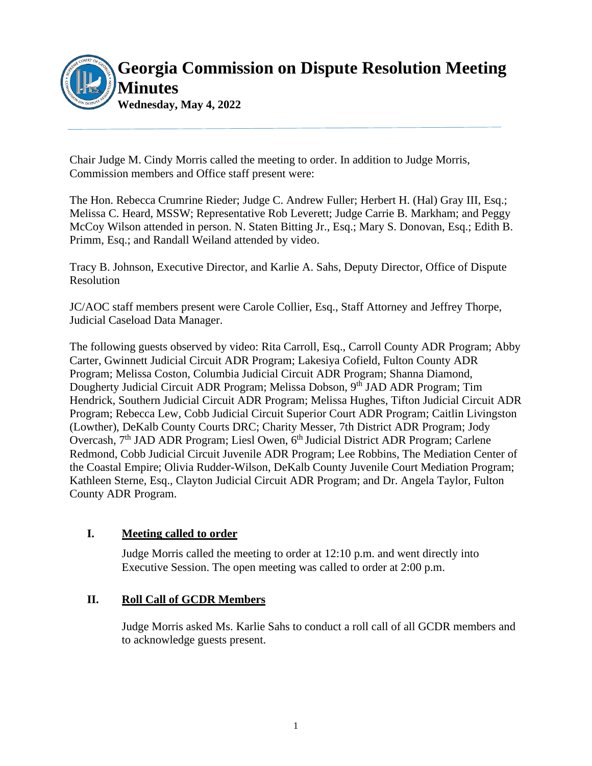# Georgia Commission on Dispute Resolution Meeting Minutes

**Wednesday, May 4, 2022**

Chair Judge M. Cindy Morris called the meeting to order. In addition to Judge Morris, Commission members and Office staff present were:

The Hon. Rebecca Crumrine Rieder; Judge C. Andrew Fuller; Herbert H. (Hal) Gray III, Esq.; Melissa C. Heard, MSSW; Representative Rob Leverett; Judge Carrie B. Markham; and Peggy McCoy Wilson attended in person. N. Staten Bitting Jr., Esq.; Mary S. Donovan, Esq.; Edith B. Primm, Esq.; and Randall Weiland attended by video.

Tracy B. Johnson, Executive Director, and Karlie A. Sahs, Deputy Director, Office of Dispute Resolution

JC/AOC staff members present were Carole Collier, Esq., Staff Attorney and Jeffrey Thorpe, Judicial Caseload Data Manager.

The following guests observed by video: Rita Carroll, Esq., Carroll County ADR Program; Abby Carter, Gwinnett Judicial Circuit ADR Program; Lakesiya Cofield, Fulton County ADR Program; Melissa Coston, Columbia Judicial Circuit ADR Program; Shanna Diamond, Dougherty Judicial Circuit ADR Program; Melissa Dobson, 9th JAD ADR Program; Tim Hendrick, Southern Judicial Circuit ADR Program; Melissa Hughes, Tifton Judicial Circuit ADR Program; Rebecca Lew, Cobb Judicial Circuit Superior Court ADR Program; Caitlin Livingston (Lowther), DeKalb County Courts DRC; Charity Messer, 7th District ADR Program; Jody Overcash, 7th JAD ADR Program; Liesl Owen, 6th Judicial District ADR Program; Carlene Redmond, Cobb Judicial Circuit Juvenile ADR Program; Lee Robbins, The Mediation Center of the Coastal Empire; Olivia Rudder-Wilson, DeKalb County Juvenile Court Mediation Program; Kathleen Sterne, Esq., Clayton Judicial Circuit ADR Program; and Dr. Angela Taylor, Fulton County ADR Program.

## I. Meeting called to order

Judge Morris called the meeting to order at 12:10 p.m. and went directly into Executive Session. The open meeting was called to order at 2:00 p.m.

## II. Roll Call of GCDR Members

Judge Morris asked Ms. Karlie Sahs to conduct a roll call of all GCDR members and to acknowledge guests present.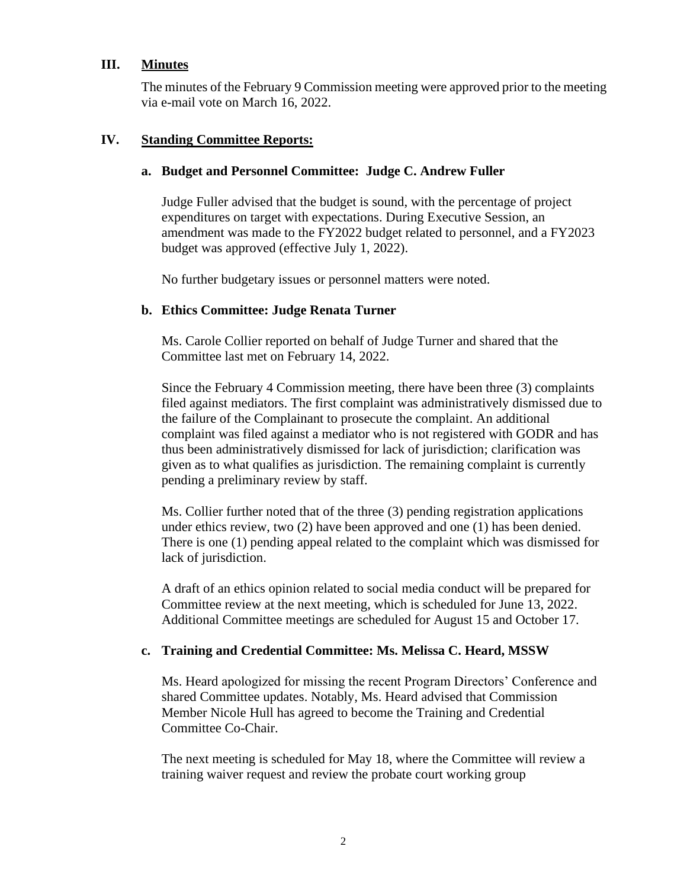## III. Minutes

The minutes of the February 9 Commission meeting were approved prior to the meeting via e-mail vote on March 16, 2022.

## IV. Standing Committee Reports:

### a. Budget and Personnel Committee: Judge C. Andrew Fuller

Judge Fuller advised that the budget is sound, with the percentage of project expenditures on target with expectations. During Executive Session, an amendment was made to the FY2022 budget related to personnel, and a FY2023 budget was approved (effective July 1, 2022).

No further budgetary issues or personnel matters were noted.

### b. Ethics Committee: Judge Renata Turner

Ms. Carole Collier reported on behalf of Judge Turner and shared that the Committee last met on February 14, 2022.

Since the February 4 Commission meeting, there have been three (3) complaints filed against mediators. The first complaint was administratively dismissed due to the failure of the Complainant to prosecute the complaint. An additional complaint was filed against a mediator who is not registered with GODR and has thus been administratively dismissed for lack of jurisdiction; clarification was given as to what qualifies as jurisdiction. The remaining complaint is currently pending a preliminary review by staff.

Ms. Collier further noted that of the three (3) pending registration applications under ethics review, two (2) have been approved and one (1) has been denied. There is one (1) pending appeal related to the complaint which was dismissed for lack of jurisdiction.

A draft of an ethics opinion related to social media conduct will be prepared for Committee review at the next meeting, which is scheduled for June 13, 2022. Additional Committee meetings are scheduled for August 15 and October 17.

### c. Training and Credential Committee: Ms. Melissa C. Heard, MSSW

Ms. Heard apologized for missing the recent Program Directors' Conference and shared Committee updates. Notably, Ms. Heard advised that Commission Member Nicole Hull has agreed to become the Training and Credential Committee Co-Chair.

The next meeting is scheduled for May 18, where the Committee will review a training waiver request and review the probate court working group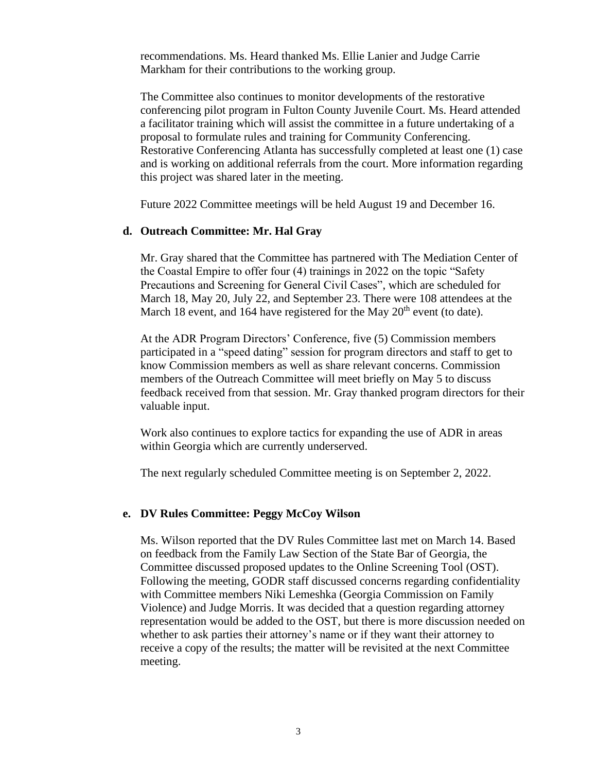recommendations. Ms. Heard thanked Ms. Ellie Lanier and Judge Carrie Markham for their contributions to the working group.

The Committee also continues to monitor developments of the restorative conferencing pilot program in Fulton County Juvenile Court. Ms. Heard attended a facilitator training which will assist the committee in a future undertaking of a proposal to formulate rules and training for Community Conferencing. Restorative Conferencing Atlanta has successfully completed at least one (1) case and is working on additional referrals from the court. More information regarding this project was shared later in the meeting.

Future 2022 Committee meetings will be held August 19 and December 16.

**d. Outreach Committee: Mr. Hal Gray**

Mr. Gray shared that the Committee has partnered with The Mediation Center of the Coastal Empire to offer four (4) trainings in 2022 on the topic "Safety Precautions and Screening for General Civil Cases", which are scheduled for March 18, May 20, July 22, and September 23. There were 108 attendees at the March 18 event, and 164 have registered for the May 20th event (to date).

At the ADR Program Directors' Conference, five (5) Commission members participated in a "speed dating" session for program directors and staff to get to know Commission members as well as share relevant concerns. Commission members of the Outreach Committee will meet briefly on May 5 to discuss feedback received from that session. Mr. Gray thanked program directors for their valuable input.

Work also continues to explore tactics for expanding the use of ADR in areas within Georgia which are currently underserved.

The next regularly scheduled Committee meeting is on September 2, 2022.

**e. DV Rules Committee: Peggy McCoy Wilson**

Ms. Wilson reported that the DV Rules Committee last met on March 14. Based on feedback from the Family Law Section of the State Bar of Georgia, the Committee discussed proposed updates to the Online Screening Tool (OST). Following the meeting, GODR staff discussed concerns regarding confidentiality with Committee members Niki Lemeshka (Georgia Commission on Family Violence) and Judge Morris. It was decided that a question regarding attorney representation would be added to the OST, but there is more discussion needed on whether to ask parties their attorney's name or if they want their attorney to receive a copy of the results; the matter will be revisited at the next Committee meeting.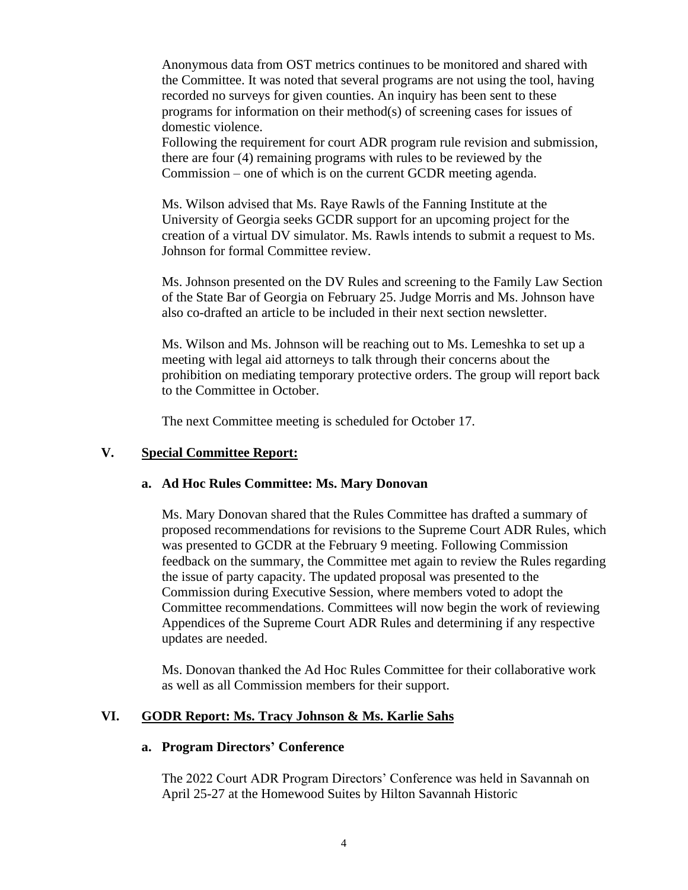Anonymous data from OST metrics continues to be monitored and shared with the Committee. It was noted that several programs are not using the tool, having recorded no surveys for given counties. An inquiry has been sent to these programs for information on their method(s) of screening cases for issues of domestic violence.
Following the requirement for court ADR program rule revision and submission, there are four (4) remaining programs with rules to be reviewed by the Commission – one of which is on the current GCDR meeting agenda.

Ms. Wilson advised that Ms. Raye Rawls of the Fanning Institute at the University of Georgia seeks GCDR support for an upcoming project for the creation of a virtual DV simulator. Ms. Rawls intends to submit a request to Ms. Johnson for formal Committee review.

Ms. Johnson presented on the DV Rules and screening to the Family Law Section of the State Bar of Georgia on February 25. Judge Morris and Ms. Johnson have also co-drafted an article to be included in their next section newsletter.

Ms. Wilson and Ms. Johnson will be reaching out to Ms. Lemeshka to set up a meeting with legal aid attorneys to talk through their concerns about the prohibition on mediating temporary protective orders. The group will report back to the Committee in October.

The next Committee meeting is scheduled for October 17.

## V. Special Committee Report:

### a. Ad Hoc Rules Committee: Ms. Mary Donovan

Ms. Mary Donovan shared that the Rules Committee has drafted a summary of proposed recommendations for revisions to the Supreme Court ADR Rules, which was presented to GCDR at the February 9 meeting. Following Commission feedback on the summary, the Committee met again to review the Rules regarding the issue of party capacity. The updated proposal was presented to the Commission during Executive Session, where members voted to adopt the Committee recommendations. Committees will now begin the work of reviewing Appendices of the Supreme Court ADR Rules and determining if any respective updates are needed.

Ms. Donovan thanked the Ad Hoc Rules Committee for their collaborative work as well as all Commission members for their support.

## VI. GODR Report: Ms. Tracy Johnson & Ms. Karlie Sahs

### a. Program Directors' Conference

The 2022 Court ADR Program Directors' Conference was held in Savannah on April 25-27 at the Homewood Suites by Hilton Savannah Historic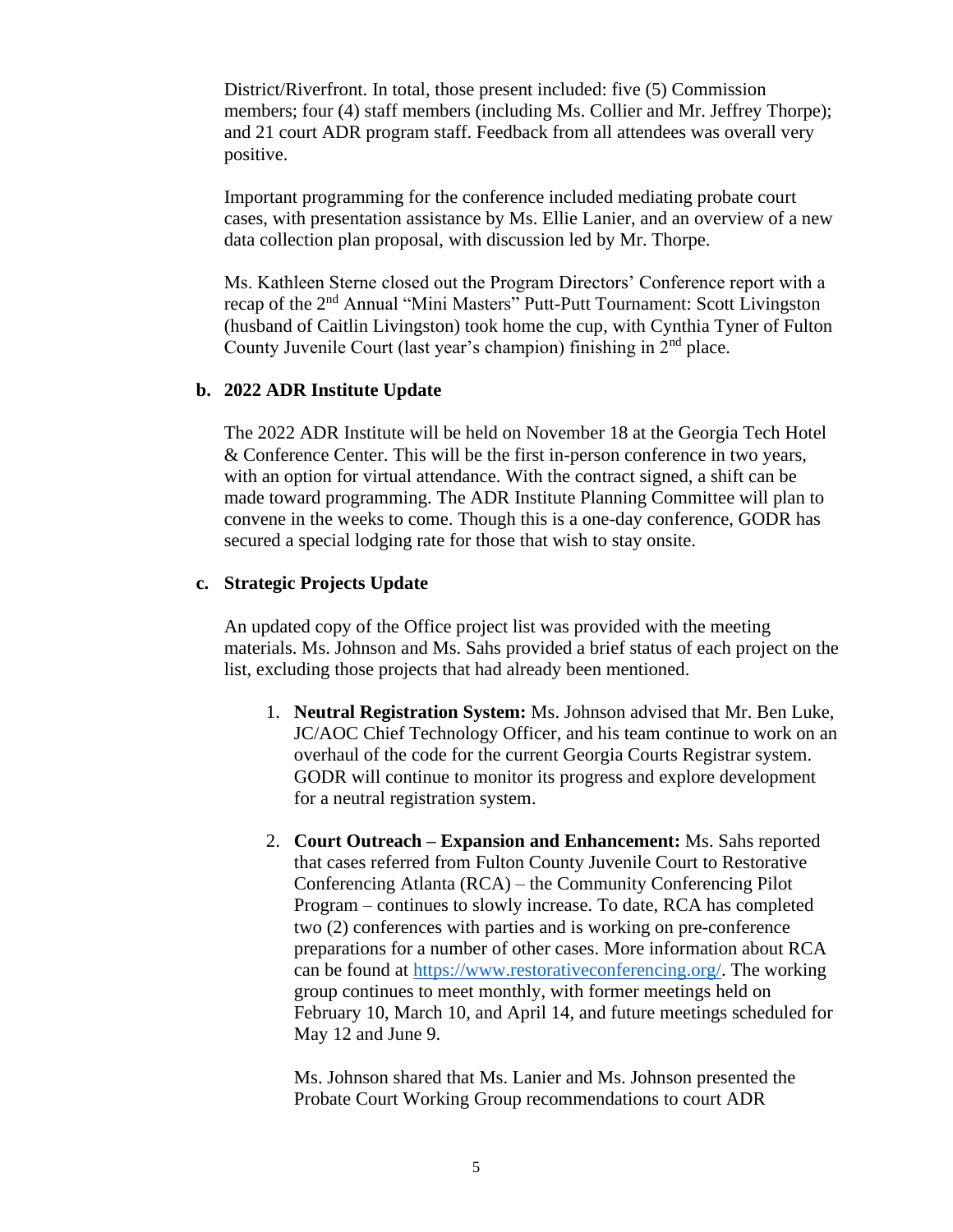District/Riverfront. In total, those present included: five (5) Commission members; four (4) staff members (including Ms. Collier and Mr. Jeffrey Thorpe); and 21 court ADR program staff. Feedback from all attendees was overall very positive.

Important programming for the conference included mediating probate court cases, with presentation assistance by Ms. Ellie Lanier, and an overview of a new data collection plan proposal, with discussion led by Mr. Thorpe.

Ms. Kathleen Sterne closed out the Program Directors' Conference report with a recap of the 2nd Annual "Mini Masters" Putt-Putt Tournament: Scott Livingston (husband of Caitlin Livingston) took home the cup, with Cynthia Tyner of Fulton County Juvenile Court (last year's champion) finishing in 2nd place.

**b. 2022 ADR Institute Update**

The 2022 ADR Institute will be held on November 18 at the Georgia Tech Hotel & Conference Center. This will be the first in-person conference in two years, with an option for virtual attendance. With the contract signed, a shift can be made toward programming. The ADR Institute Planning Committee will plan to convene in the weeks to come. Though this is a one-day conference, GODR has secured a special lodging rate for those that wish to stay onsite.

**c. Strategic Projects Update**

An updated copy of the Office project list was provided with the meeting materials. Ms. Johnson and Ms. Sahs provided a brief status of each project on the list, excluding those projects that had already been mentioned.

1. **Neutral Registration System:** Ms. Johnson advised that Mr. Ben Luke, JC/AOC Chief Technology Officer, and his team continue to work on an overhaul of the code for the current Georgia Courts Registrar system. GODR will continue to monitor its progress and explore development for a neutral registration system.

2. **Court Outreach – Expansion and Enhancement:** Ms. Sahs reported that cases referred from Fulton County Juvenile Court to Restorative Conferencing Atlanta (RCA) – the Community Conferencing Pilot Program – continues to slowly increase. To date, RCA has completed two (2) conferences with parties and is working on pre-conference preparations for a number of other cases. More information about RCA can be found at https://www.restorativeconferencing.org/. The working group continues to meet monthly, with former meetings held on February 10, March 10, and April 14, and future meetings scheduled for May 12 and June 9.

   Ms. Johnson shared that Ms. Lanier and Ms. Johnson presented the Probate Court Working Group recommendations to court ADR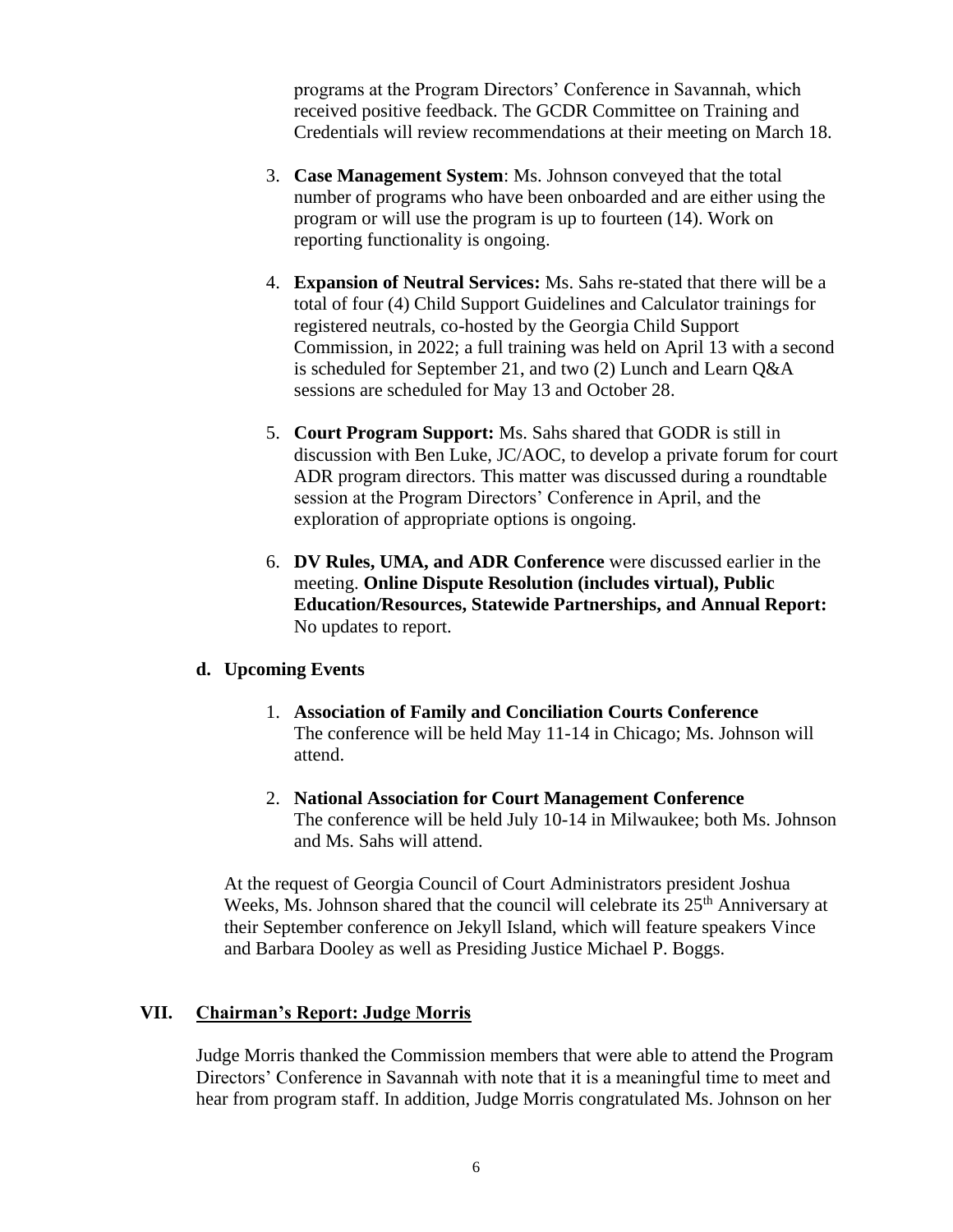programs at the Program Directors' Conference in Savannah, which received positive feedback. The GCDR Committee on Training and Credentials will review recommendations at their meeting on March 18.

3. **Case Management System**: Ms. Johnson conveyed that the total number of programs who have been onboarded and are either using the program or will use the program is up to fourteen (14). Work on reporting functionality is ongoing.

4. **Expansion of Neutral Services:** Ms. Sahs re-stated that there will be a total of four (4) Child Support Guidelines and Calculator trainings for registered neutrals, co-hosted by the Georgia Child Support Commission, in 2022; a full training was held on April 13 with a second is scheduled for September 21, and two (2) Lunch and Learn Q&A sessions are scheduled for May 13 and October 28.

5. **Court Program Support:** Ms. Sahs shared that GODR is still in discussion with Ben Luke, JC/AOC, to develop a private forum for court ADR program directors. This matter was discussed during a roundtable session at the Program Directors' Conference in April, and the exploration of appropriate options is ongoing.

6. **DV Rules, UMA, and ADR Conference** were discussed earlier in the meeting. **Online Dispute Resolution (includes virtual), Public Education/Resources, Statewide Partnerships, and Annual Report:** No updates to report.

**d. Upcoming Events**

1. **Association of Family and Conciliation Courts Conference**
   The conference will be held May 11-14 in Chicago; Ms. Johnson will attend.

2. **National Association for Court Management Conference**
   The conference will be held July 10-14 in Milwaukee; both Ms. Johnson and Ms. Sahs will attend.

At the request of Georgia Council of Court Administrators president Joshua Weeks, Ms. Johnson shared that the council will celebrate its 25th Anniversary at their September conference on Jekyll Island, which will feature speakers Vince and Barbara Dooley as well as Presiding Justice Michael P. Boggs.

## VII. Chairman's Report: Judge Morris

Judge Morris thanked the Commission members that were able to attend the Program Directors' Conference in Savannah with note that it is a meaningful time to meet and hear from program staff. In addition, Judge Morris congratulated Ms. Johnson on her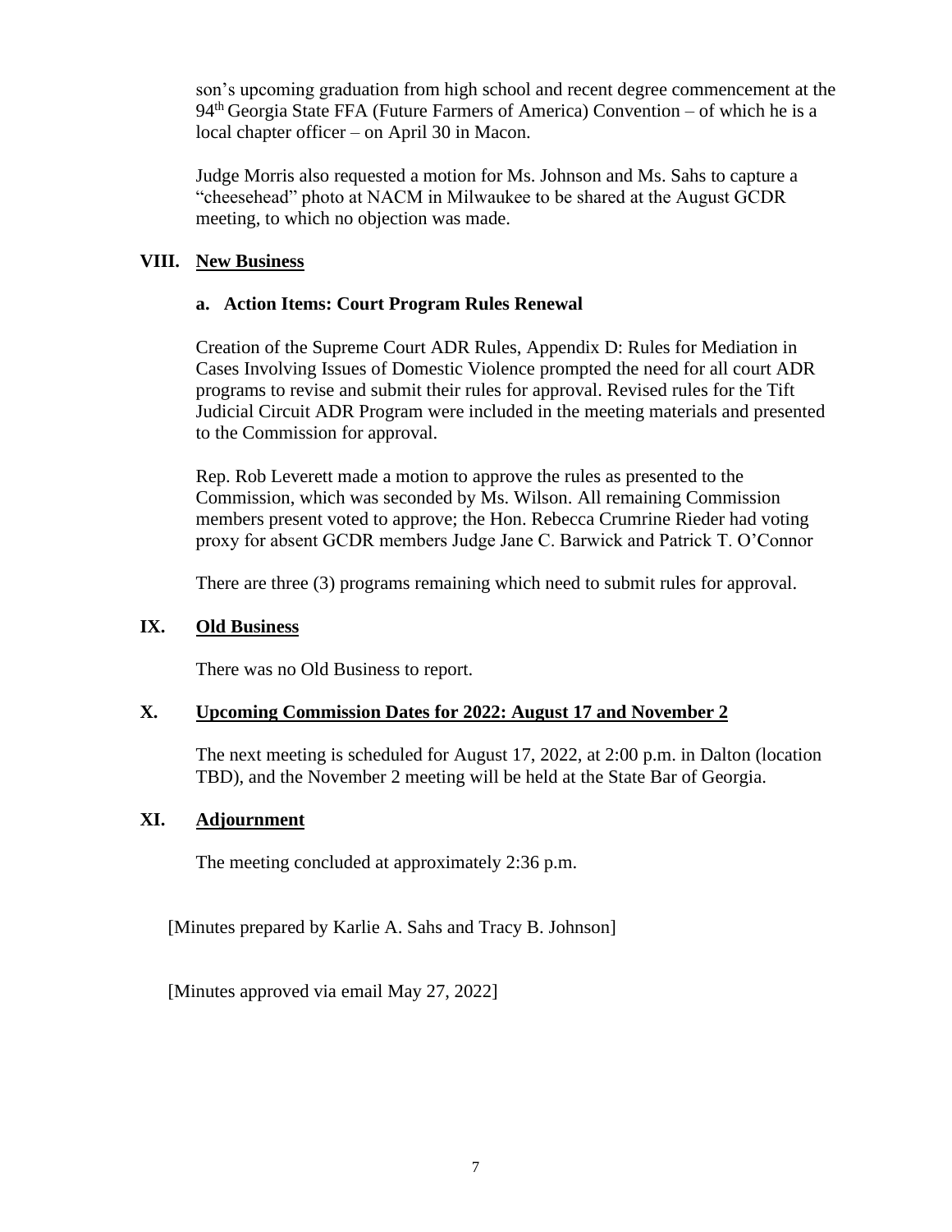son's upcoming graduation from high school and recent degree commencement at the 94th Georgia State FFA (Future Farmers of America) Convention – of which he is a local chapter officer – on April 30 in Macon.

Judge Morris also requested a motion for Ms. Johnson and Ms. Sahs to capture a "cheesehead" photo at NACM in Milwaukee to be shared at the August GCDR meeting, to which no objection was made.

## VIII. New Business

### a. Action Items: Court Program Rules Renewal

Creation of the Supreme Court ADR Rules, Appendix D: Rules for Mediation in Cases Involving Issues of Domestic Violence prompted the need for all court ADR programs to revise and submit their rules for approval. Revised rules for the Tift Judicial Circuit ADR Program were included in the meeting materials and presented to the Commission for approval.

Rep. Rob Leverett made a motion to approve the rules as presented to the Commission, which was seconded by Ms. Wilson. All remaining Commission members present voted to approve; the Hon. Rebecca Crumrine Rieder had voting proxy for absent GCDR members Judge Jane C. Barwick and Patrick T. O'Connor

There are three (3) programs remaining which need to submit rules for approval.

## IX. Old Business

There was no Old Business to report.

## X. Upcoming Commission Dates for 2022: August 17 and November 2

The next meeting is scheduled for August 17, 2022, at 2:00 p.m. in Dalton (location TBD), and the November 2 meeting will be held at the State Bar of Georgia.

## XI. Adjournment

The meeting concluded at approximately 2:36 p.m.

[Minutes prepared by Karlie A. Sahs and Tracy B. Johnson]

[Minutes approved via email May 27, 2022]